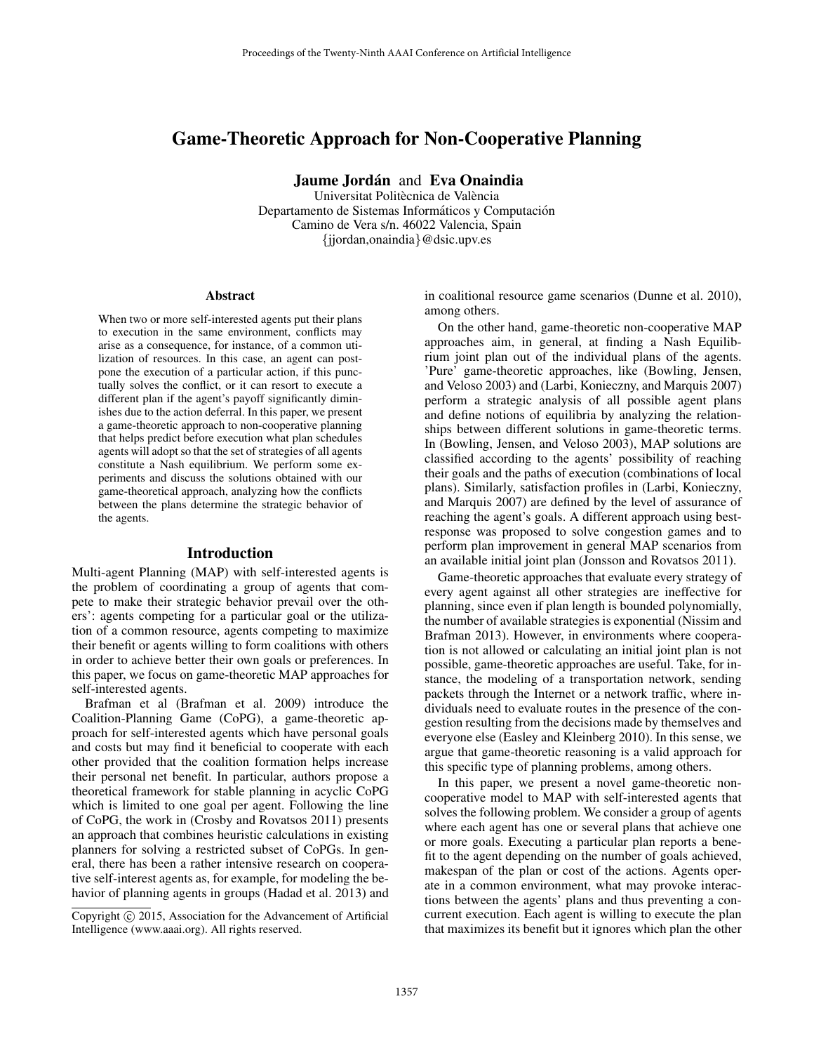# Game-Theoretic Approach for Non-Cooperative Planning

**Jaume Jordán** and **Eva Onaindia**
Universitat Politècnica de València
Departamento de Sistemas Informáticos y Computación
Camino de Vera s/n. 46022 Valencia, Spain
{jjordan,onaindia}@dsic.upv.es

## Abstract

When two or more self-interested agents put their plans to execution in the same environment, conflicts may arise as a consequence, for instance, of a common utilization of resources. In this case, an agent can postpone the execution of a particular action, if this punctually solves the conflict, or it can resort to execute a different plan if the agent's payoff significantly diminishes due to the action deferral. In this paper, we present a game-theoretic approach to non-cooperative planning that helps predict before execution what plan schedules agents will adopt so that the set of strategies of all agents constitute a Nash equilibrium. We perform some experiments and discuss the solutions obtained with our game-theoretical approach, analyzing how the conflicts between the plans determine the strategic behavior of the agents.

## Introduction

Multi-agent Planning (MAP) with self-interested agents is the problem of coordinating a group of agents that compete to make their strategic behavior prevail over the others': agents competing for a particular goal or the utilization of a common resource, agents competing to maximize their benefit or agents willing to form coalitions with others in order to achieve better their own goals or preferences. In this paper, we focus on game-theoretic MAP approaches for self-interested agents.

Brafman et al (Brafman et al. 2009) introduce the Coalition-Planning Game (CoPG), a game-theoretic approach for self-interested agents which have personal goals and costs but may find it beneficial to cooperate with each other provided that the coalition formation helps increase their personal net benefit. In particular, authors propose a theoretical framework for stable planning in acyclic CoPG which is limited to one goal per agent. Following the line of CoPG, the work in (Crosby and Rovatsos 2011) presents an approach that combines heuristic calculations in existing planners for solving a restricted subset of CoPGs. In general, there has been a rather intensive research on cooperative self-interest agents as, for example, for modeling the behavior of planning agents in groups (Hadad et al. 2013) and in coalitional resource game scenarios (Dunne et al. 2010), among others.

On the other hand, game-theoretic non-cooperative MAP approaches aim, in general, at finding a Nash Equilibrium joint plan out of the individual plans of the agents. 'Pure' game-theoretic approaches, like (Bowling, Jensen, and Veloso 2003) and (Larbi, Konieczny, and Marquis 2007) perform a strategic analysis of all possible agent plans and define notions of equilibria by analyzing the relationships between different solutions in game-theoretic terms. In (Bowling, Jensen, and Veloso 2003), MAP solutions are classified according to the agents' possibility of reaching their goals and the paths of execution (combinations of local plans). Similarly, satisfaction profiles in (Larbi, Konieczny, and Marquis 2007) are defined by the level of assurance of reaching the agent's goals. A different approach using best-response was proposed to solve congestion games and to perform plan improvement in general MAP scenarios from an available initial joint plan (Jonsson and Rovatsos 2011).

Game-theoretic approaches that evaluate every strategy of every agent against all other strategies are ineffective for planning, since even if plan length is bounded polynomially, the number of available strategies is exponential (Nissim and Brafman 2013). However, in environments where cooperation is not allowed or calculating an initial joint plan is not possible, game-theoretic approaches are useful. Take, for instance, the modeling of a transportation network, sending packets through the Internet or a network traffic, where individuals need to evaluate routes in the presence of the congestion resulting from the decisions made by themselves and everyone else (Easley and Kleinberg 2010). In this sense, we argue that game-theoretic reasoning is a valid approach for this specific type of planning problems, among others.

In this paper, we present a novel game-theoretic non-cooperative model to MAP with self-interested agents that solves the following problem. We consider a group of agents where each agent has one or several plans that achieve one or more goals. Executing a particular plan reports a benefit to the agent depending on the number of goals achieved, makespan of the plan or cost of the actions. Agents operate in a common environment, what may provoke interactions between the agents' plans and thus preventing a concurrent execution. Each agent is willing to execute the plan that maximizes its benefit but it ignores which plan the other

Copyright © 2015, Association for the Advancement of Artificial Intelligence (www.aaai.org). All rights reserved.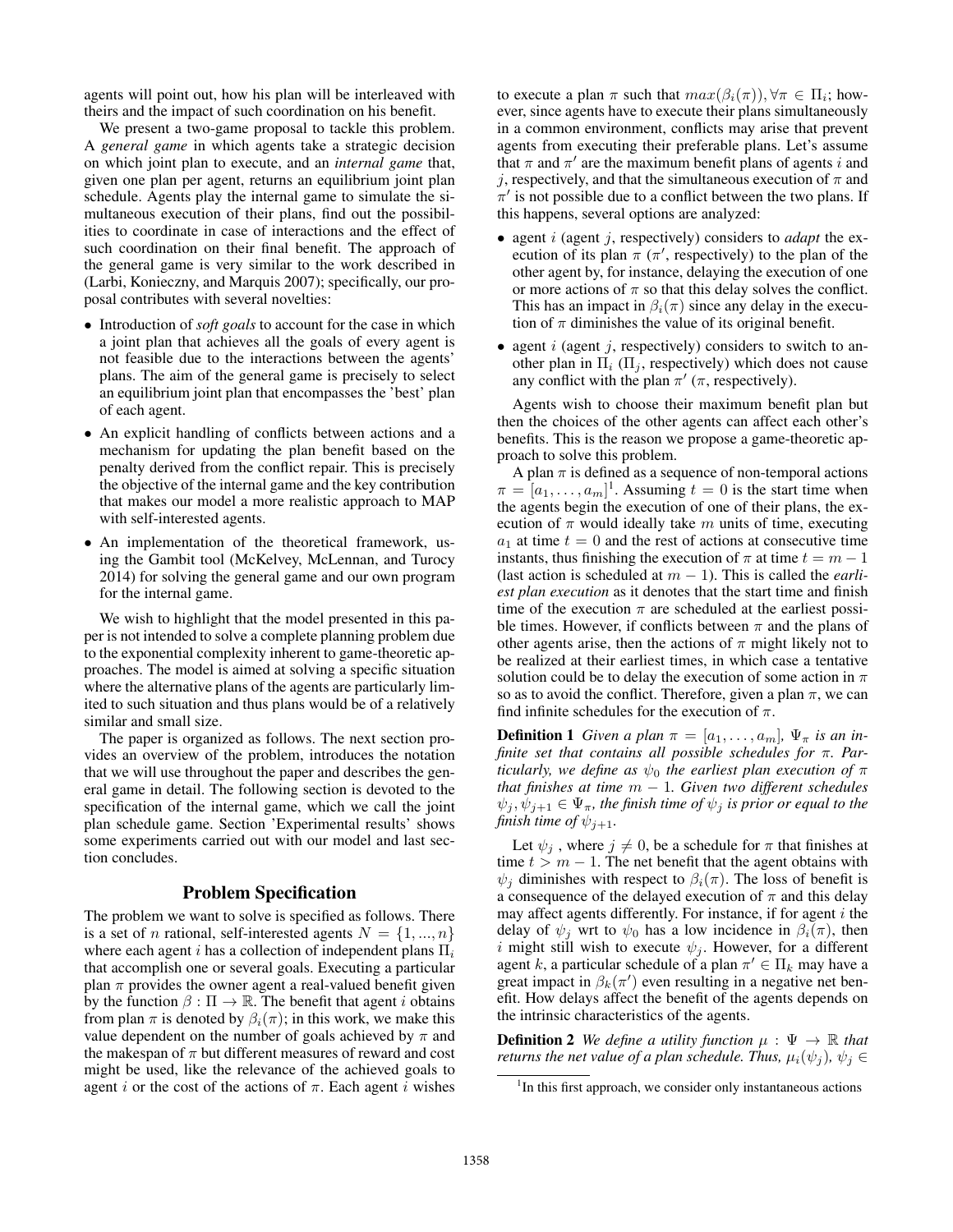agents will point out, how his plan will be interleaved with theirs and the impact of such coordination on his benefit.

We present a two-game proposal to tackle this problem. A *general game* in which agents take a strategic decision on which joint plan to execute, and an *internal game* that, given one plan per agent, returns an equilibrium joint plan schedule. Agents play the internal game to simulate the simultaneous execution of their plans, find out the possibilities to coordinate in case of interactions and the effect of such coordination on their final benefit. The approach of the general game is very similar to the work described in (Larbi, Konieczny, and Marquis 2007); specifically, our proposal contributes with several novelties:

- Introduction of *soft goals* to account for the case in which a joint plan that achieves all the goals of every agent is not feasible due to the interactions between the agents' plans. The aim of the general game is precisely to select an equilibrium joint plan that encompasses the 'best' plan of each agent.
- An explicit handling of conflicts between actions and a mechanism for updating the plan benefit based on the penalty derived from the conflict repair. This is precisely the objective of the internal game and the key contribution that makes our model a more realistic approach to MAP with self-interested agents.
- An implementation of the theoretical framework, using the Gambit tool (McKelvey, McLennan, and Turocy 2014) for solving the general game and our own program for the internal game.

We wish to highlight that the model presented in this paper is not intended to solve a complete planning problem due to the exponential complexity inherent to game-theoretic approaches. The model is aimed at solving a specific situation where the alternative plans of the agents are particularly limited to such situation and thus plans would be of a relatively similar and small size.

The paper is organized as follows. The next section provides an overview of the problem, introduces the notation that we will use throughout the paper and describes the general game in detail. The following section is devoted to the specification of the internal game, which we call the joint plan schedule game. Section 'Experimental results' shows some experiments carried out with our model and last section concludes.

## Problem Specification

The problem we want to solve is specified as follows. There is a set of $n$ rational, self-interested agents $N = \{1, ..., n\}$ where each agent $i$ has a collection of independent plans $\Pi_i$ that accomplish one or several goals. Executing a particular plan $\pi$ provides the owner agent a real-valued benefit given by the function $\beta : \Pi \to \mathbb{R}$. The benefit that agent $i$ obtains from plan $\pi$ is denoted by $\beta_i(\pi)$; in this work, we make this value dependent on the number of goals achieved by $\pi$ and the makespan of $\pi$ but different measures of reward and cost might be used, like the relevance of the achieved goals to agent $i$ or the cost of the actions of $\pi$. Each agent $i$ wishes to execute a plan $\pi$ such that $max(\beta_i(\pi)), \forall \pi \in \Pi_i$; however, since agents have to execute their plans simultaneously in a common environment, conflicts may arise that prevent agents from executing their preferable plans. Let's assume that $\pi$ and $\pi'$ are the maximum benefit plans of agents $i$ and $j$, respectively, and that the simultaneous execution of $\pi$ and $\pi'$ is not possible due to a conflict between the two plans. If this happens, several options are analyzed:

- agent $i$ (agent $j$, respectively) considers to *adapt* the execution of its plan $\pi$ ($\pi'$, respectively) to the plan of the other agent by, for instance, delaying the execution of one or more actions of $\pi$ so that this delay solves the conflict. This has an impact in $\beta_i(\pi)$ since any delay in the execution of $\pi$ diminishes the value of its original benefit.
- agent $i$ (agent $j$, respectively) considers to switch to another plan in $\Pi_i$ ($\Pi_j$, respectively) which does not cause any conflict with the plan $\pi'$ ($\pi$, respectively).

Agents wish to choose their maximum benefit plan but then the choices of the other agents can affect each other's benefits. This is the reason we propose a game-theoretic approach to solve this problem.

A plan $\pi$ is defined as a sequence of non-temporal actions $\pi = [a_1, \ldots, a_m]$[1]. Assuming $t = 0$ is the start time when the agents begin the execution of one of their plans, the execution of $\pi$ would ideally take $m$ units of time, executing $a_1$ at time $t = 0$ and the rest of actions at consecutive time instants, thus finishing the execution of $\pi$ at time $t = m - 1$ (last action is scheduled at $m - 1$). This is called the *earliest plan execution* as it denotes that the start time and finish time of the execution $\pi$ are scheduled at the earliest possible times. However, if conflicts between $\pi$ and the plans of other agents arise, then the actions of $\pi$ might likely not to be realized at their earliest times, in which case a tentative solution could be to delay the execution of some action in $\pi$ so as to avoid the conflict. Therefore, given a plan $\pi$, we can find infinite schedules for the execution of $\pi$.

**Definition 1** *Given a plan $\pi = [a_1, \ldots, a_m]$, $\Psi_\pi$ is an infinite set that contains all possible schedules for $\pi$. Particularly, we define as $\psi_0$ the earliest plan execution of $\pi$ that finishes at time $m - 1$. Given two different schedules $\psi_j, \psi_{j+1} \in \Psi_\pi$, the finish time of $\psi_j$ is prior or equal to the finish time of $\psi_{j+1}$.*

Let $\psi_j$ , where $j \neq 0$, be a schedule for $\pi$ that finishes at time $t > m - 1$. The net benefit that the agent obtains with $\psi_j$ diminishes with respect to $\beta_i(\pi)$. The loss of benefit is a consequence of the delayed execution of $\pi$ and this delay may affect agents differently. For instance, if for agent $i$ the delay of $\psi_j$ wrt to $\psi_0$ has a low incidence in $\beta_i(\pi)$, then $i$ might still wish to execute $\psi_j$. However, for a different agent $k$, a particular schedule of a plan $\pi' \in \Pi_k$ may have a great impact in $\beta_k(\pi')$ even resulting in a negative net benefit. How delays affect the benefit of the agents depends on the intrinsic characteristics of the agents.

**Definition 2** *We define a utility function $\mu : \Psi \to \mathbb{R}$ that returns the net value of a plan schedule. Thus, $\mu_i(\psi_j)$, $\psi_j \in$*

[1] In this first approach, we consider only instantaneous actions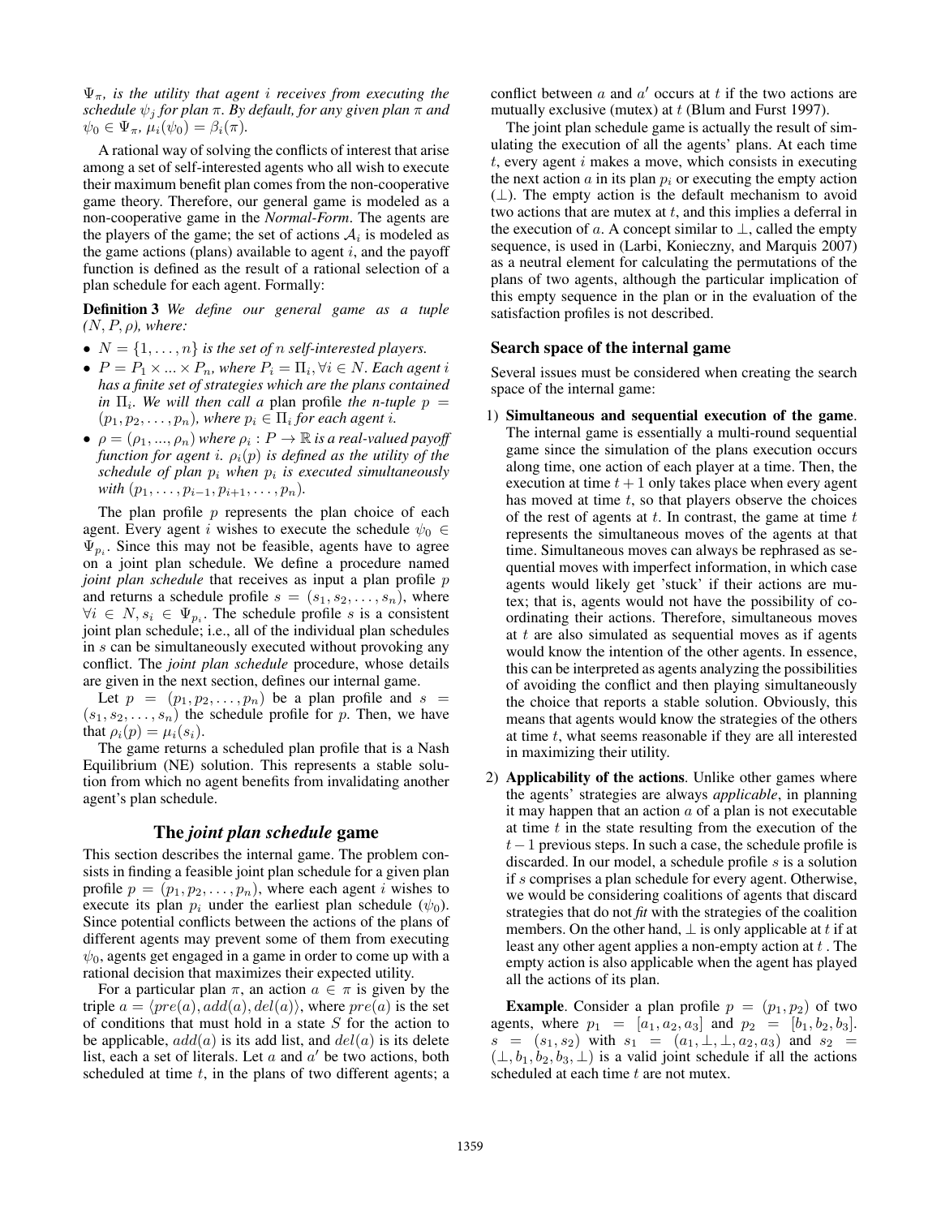$\Psi_\pi$*, is the utility that agent* $i$ *receives from executing the schedule* $\psi_j$ *for plan* $\pi$*. By default, for any given plan* $\pi$ *and* $\psi_0 \in \Psi_\pi$*,* $\mu_i(\psi_0) = \beta_i(\pi)$*.*

A rational way of solving the conflicts of interest that arise among a set of self-interested agents who all wish to execute their maximum benefit plan comes from the non-cooperative game theory. Therefore, our general game is modeled as a non-cooperative game in the *Normal-Form*. The agents are the players of the game; the set of actions $\mathcal{A}_i$ is modeled as the game actions (plans) available to agent $i$, and the payoff function is defined as the result of a rational selection of a plan schedule for each agent. Formally:

**Definition 3** *We define our general game as a tuple* $(N, P, \rho)$*, where:*

- $N = \{1, \ldots, n\}$ *is the set of* $n$ *self-interested players.*
- $P = P_1 \times ... \times P_n$*, where* $P_i = \Pi_i, \forall i \in N$*. Each agent* $i$ *has a finite set of strategies which are the plans contained in* $\Pi_i$*. We will then call a* plan profile *the n-tuple* $p = (p_1, p_2, \ldots, p_n)$*, where* $p_i \in \Pi_i$ *for each agent* $i$*.*
- $\rho = (\rho_1, ..., \rho_n)$ *where* $\rho_i : P \rightarrow \mathbb{R}$ *is a real-valued payoff function for agent* $i$*.* $\rho_i(p)$ *is defined as the utility of the schedule of plan* $p_i$ *when* $p_i$ *is executed simultaneously with* $(p_1, \ldots, p_{i-1}, p_{i+1}, \ldots, p_n)$*.*

The plan profile $p$ represents the plan choice of each agent. Every agent $i$ wishes to execute the schedule $\psi_0 \in \Psi_{p_i}$. Since this may not be feasible, agents have to agree on a joint plan schedule. We define a procedure named *joint plan schedule* that receives as input a plan profile $p$ and returns a schedule profile $s = (s_1, s_2, \ldots, s_n)$, where $\forall i \in N, s_i \in \Psi_{p_i}$. The schedule profile $s$ is a consistent joint plan schedule; i.e., all of the individual plan schedules in $s$ can be simultaneously executed without provoking any conflict. The *joint plan schedule* procedure, whose details are given in the next section, defines our internal game.

Let $p = (p_1, p_2, \ldots, p_n)$ be a plan profile and $s = (s_1, s_2, \ldots, s_n)$ the schedule profile for $p$. Then, we have that $\rho_i(p) = \mu_i(s_i)$.

The game returns a scheduled plan profile that is a Nash Equilibrium (NE) solution. This represents a stable solution from which no agent benefits from invalidating another agent's plan schedule.

## The *joint plan schedule* game

This section describes the internal game. The problem consists in finding a feasible joint plan schedule for a given plan profile $p = (p_1, p_2, \ldots, p_n)$, where each agent $i$ wishes to execute its plan $p_i$ under the earliest plan schedule ($\psi_0$). Since potential conflicts between the actions of the plans of different agents may prevent some of them from executing $\psi_0$, agents get engaged in a game in order to come up with a rational decision that maximizes their expected utility.

For a particular plan $\pi$, an action $a \in \pi$ is given by the triple $a = \langle pre(a), add(a), del(a) \rangle$, where $pre(a)$ is the set of conditions that must hold in a state $S$ for the action to be applicable, $add(a)$ is its add list, and $del(a)$ is its delete list, each a set of literals. Let $a$ and $a'$ be two actions, both scheduled at time $t$, in the plans of two different agents; a conflict between $a$ and $a'$ occurs at $t$ if the two actions are mutually exclusive (mutex) at $t$ (Blum and Furst 1997).

The joint plan schedule game is actually the result of simulating the execution of all the agents' plans. At each time $t$, every agent $i$ makes a move, which consists in executing the next action $a$ in its plan $p_i$ or executing the empty action ($\perp$). The empty action is the default mechanism to avoid two actions that are mutex at $t$, and this implies a deferral in the execution of $a$. A concept similar to $\perp$, called the empty sequence, is used in (Larbi, Konieczny, and Marquis 2007) as a neutral element for calculating the permutations of the plans of two agents, although the particular implication of this empty sequence in the plan or in the evaluation of the satisfaction profiles is not described.

### Search space of the internal game

Several issues must be considered when creating the search space of the internal game:

1) **Simultaneous and sequential execution of the game**. The internal game is essentially a multi-round sequential game since the simulation of the plans execution occurs along time, one action of each player at a time. Then, the execution at time $t + 1$ only takes place when every agent has moved at time $t$, so that players observe the choices of the rest of agents at $t$. In contrast, the game at time $t$ represents the simultaneous moves of the agents at that time. Simultaneous moves can always be rephrased as sequential moves with imperfect information, in which case agents would likely get 'stuck' if their actions are mutex; that is, agents would not have the possibility of coordinating their actions. Therefore, simultaneous moves at $t$ are also simulated as sequential moves as if agents would know the intention of the other agents. In essence, this can be interpreted as agents analyzing the possibilities of avoiding the conflict and then playing simultaneously the choice that reports a stable solution. Obviously, this means that agents would know the strategies of the others at time $t$, what seems reasonable if they are all interested in maximizing their utility.
2) **Applicability of the actions**. Unlike other games where the agents' strategies are always *applicable*, in planning it may happen that an action $a$ of a plan is not executable at time $t$ in the state resulting from the execution of the $t-1$ previous steps. In such a case, the schedule profile is discarded. In our model, a schedule profile $s$ is a solution if $s$ comprises a plan schedule for every agent. Otherwise, we would be considering coalitions of agents that discard strategies that do not *fit* with the strategies of the coalition members. On the other hand, $\perp$ is only applicable at $t$ if at least any other agent applies a non-empty action at $t$. The empty action is also applicable when the agent has played all the actions of its plan.

**Example**. Consider a plan profile $p = (p_1, p_2)$ of two agents, where $p_1 = [a_1, a_2, a_3]$ and $p_2 = [b_1, b_2, b_3]$. $s = (s_1, s_2)$ with $s_1 = (a_1, \perp, \perp, a_2, a_3)$ and $s_2 = (\perp, b_1, b_2, b_3, \perp)$ is a valid joint schedule if all the actions scheduled at each time $t$ are not mutex.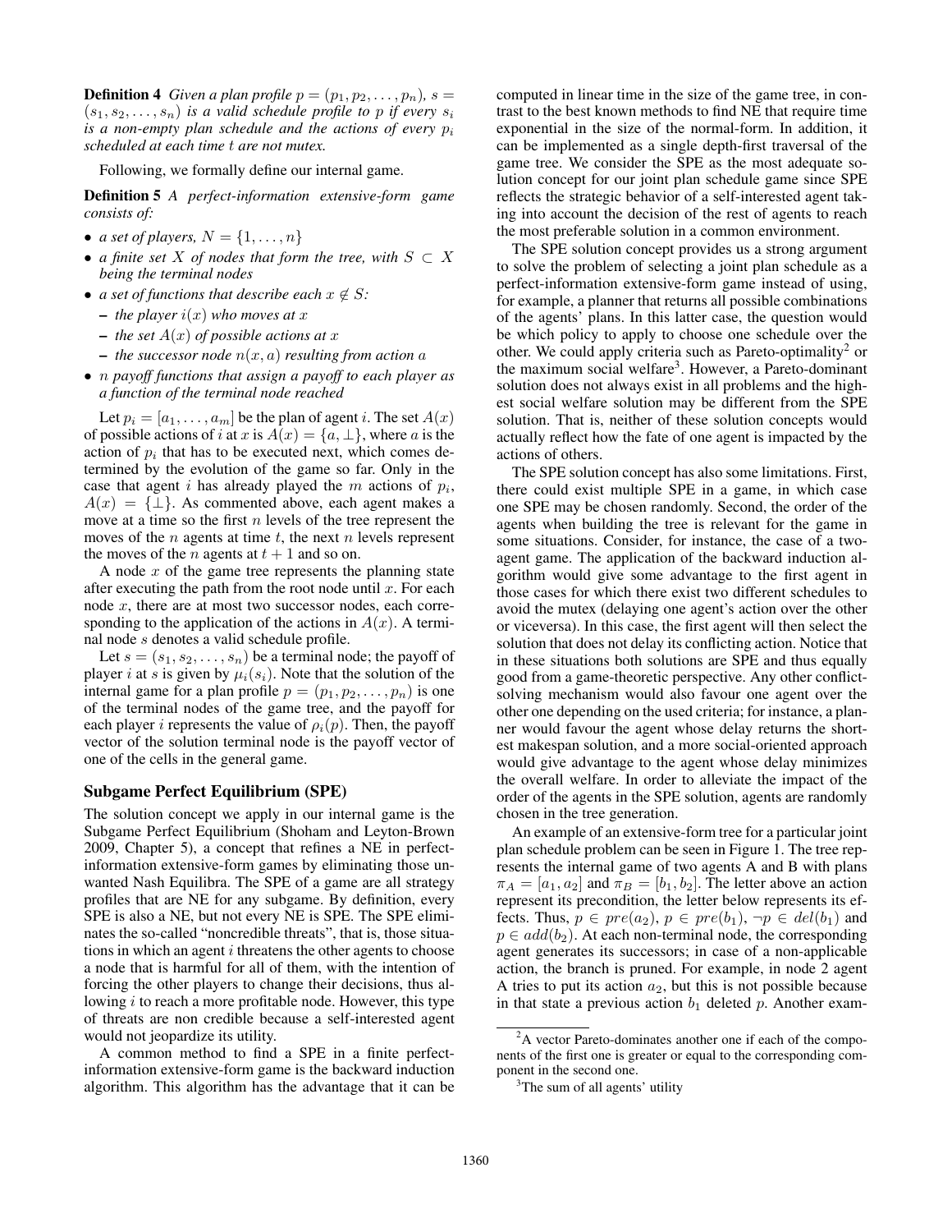**Definition 4** *Given a plan profile $p = (p_1, p_2, \ldots, p_n)$, $s = (s_1, s_2, \ldots, s_n)$ is a valid schedule profile to $p$ if every $s_i$ is a non-empty plan schedule and the actions of every $p_i$ scheduled at each time $t$ are not mutex.*

Following, we formally define our internal game.

**Definition 5** *A perfect-information extensive-form game consists of:*

- *a set of players, $N = \{1, \ldots, n\}$*
- *a finite set $X$ of nodes that form the tree, with $S \subset X$ being the terminal nodes*
- *a set of functions that describe each $x \notin S$:*
  - *the player $i(x)$ who moves at $x$*
  - *the set $A(x)$ of possible actions at $x$*
  - *the successor node $n(x, a)$ resulting from action $a$*
- *$n$ payoff functions that assign a payoff to each player as a function of the terminal node reached*

Let $p_i = [a_1, \ldots, a_m]$ be the plan of agent $i$. The set $A(x)$ of possible actions of $i$ at $x$ is $A(x) = \{a, \perp\}$, where $a$ is the action of $p_i$ that has to be executed next, which comes determined by the evolution of the game so far. Only in the case that agent $i$ has already played the $m$ actions of $p_i$, $A(x) = \{\perp\}$. As commented above, each agent makes a move at a time so the first $n$ levels of the tree represent the moves of the $n$ agents at time $t$, the next $n$ levels represent the moves of the $n$ agents at $t + 1$ and so on.

A node $x$ of the game tree represents the planning state after executing the path from the root node until $x$. For each node $x$, there are at most two successor nodes, each corresponding to the application of the actions in $A(x)$. A terminal node $s$ denotes a valid schedule profile.

Let $s = (s_1, s_2, \ldots, s_n)$ be a terminal node; the payoff of player $i$ at $s$ is given by $\mu_i(s_i)$. Note that the solution of the internal game for a plan profile $p = (p_1, p_2, \ldots, p_n)$ is one of the terminal nodes of the game tree, and the payoff for each player $i$ represents the value of $\rho_i(p)$. Then, the payoff vector of the solution terminal node is the payoff vector of one of the cells in the general game.

## Subgame Perfect Equilibrium (SPE)

The solution concept we apply in our internal game is the Subgame Perfect Equilibrium (Shoham and Leyton-Brown 2009, Chapter 5), a concept that refines a NE in perfect-information extensive-form games by eliminating those unwanted Nash Equilibria. The SPE of a game are all strategy profiles that are NE for any subgame. By definition, every SPE is also a NE, but not every NE is SPE. The SPE eliminates the so-called "noncredible threats", that is, those situations in which an agent $i$ threatens the other agents to choose a node that is harmful for all of them, with the intention of forcing the other players to change their decisions, thus allowing $i$ to reach a more profitable node. However, this type of threats are non credible because a self-interested agent would not jeopardize its utility.

A common method to find a SPE in a finite perfect-information extensive-form game is the backward induction algorithm. This algorithm has the advantage that it can be computed in linear time in the size of the game tree, in contrast to the best known methods to find NE that require time exponential in the size of the normal-form. In addition, it can be implemented as a single depth-first traversal of the game tree. We consider the SPE as the most adequate solution concept for our joint plan schedule game since SPE reflects the strategic behavior of a self-interested agent taking into account the decision of the rest of agents to reach the most preferable solution in a common environment.

The SPE solution concept provides us a strong argument to solve the problem of selecting a joint plan schedule as a perfect-information extensive-form game instead of using, for example, a planner that returns all possible combinations of the agents' plans. In this latter case, the question would be which policy to apply to choose one schedule over the other. We could apply criteria such as Pareto-optimality[2] or the maximum social welfare[3]. However, a Pareto-dominant solution does not always exist in all problems and the highest social welfare solution may be different from the SPE solution. That is, neither of these solution concepts would actually reflect how the fate of one agent is impacted by the actions of others.

The SPE solution concept has also some limitations. First, there could exist multiple SPE in a game, in which case one SPE may be chosen randomly. Second, the order of the agents when building the tree is relevant for the game in some situations. Consider, for instance, the case of a two-agent game. The application of the backward induction algorithm would give some advantage to the first agent in those cases for which there exist two different schedules to avoid the mutex (delaying one agent's action over the other or viceversa). In this case, the first agent will then select the solution that does not delay its conflicting action. Notice that in these situations both solutions are SPE and thus equally good from a game-theoretic perspective. Any other conflict-solving mechanism would also favour one agent over the other one depending on the used criteria; for instance, a planner would favour the agent whose delay returns the shortest makespan solution, and a more social-oriented approach would give advantage to the agent whose delay minimizes the overall welfare. In order to alleviate the impact of the order of the agents in the SPE solution, agents are randomly chosen in the tree generation.

An example of an extensive-form tree for a particular joint plan schedule problem can be seen in Figure 1. The tree represents the internal game of two agents A and B with plans $\pi_A = [a_1, a_2]$ and $\pi_B = [b_1, b_2]$. The letter above an action represent its precondition, the letter below represents its effects. Thus, $p \in pre(a_2)$, $p \in pre(b_1)$, $\neg p \in del(b_1)$ and $p \in add(b_2)$. At each non-terminal node, the corresponding agent generates its successors; in case of a non-applicable action, the branch is pruned. For example, in node 2 agent A tries to put its action $a_2$, but this is not possible because in that state a previous action $b_1$ deleted $p$. Another exam-

[2] A vector Pareto-dominates another one if each of the components of the first one is greater or equal to the corresponding component in the second one.

[3] The sum of all agents' utility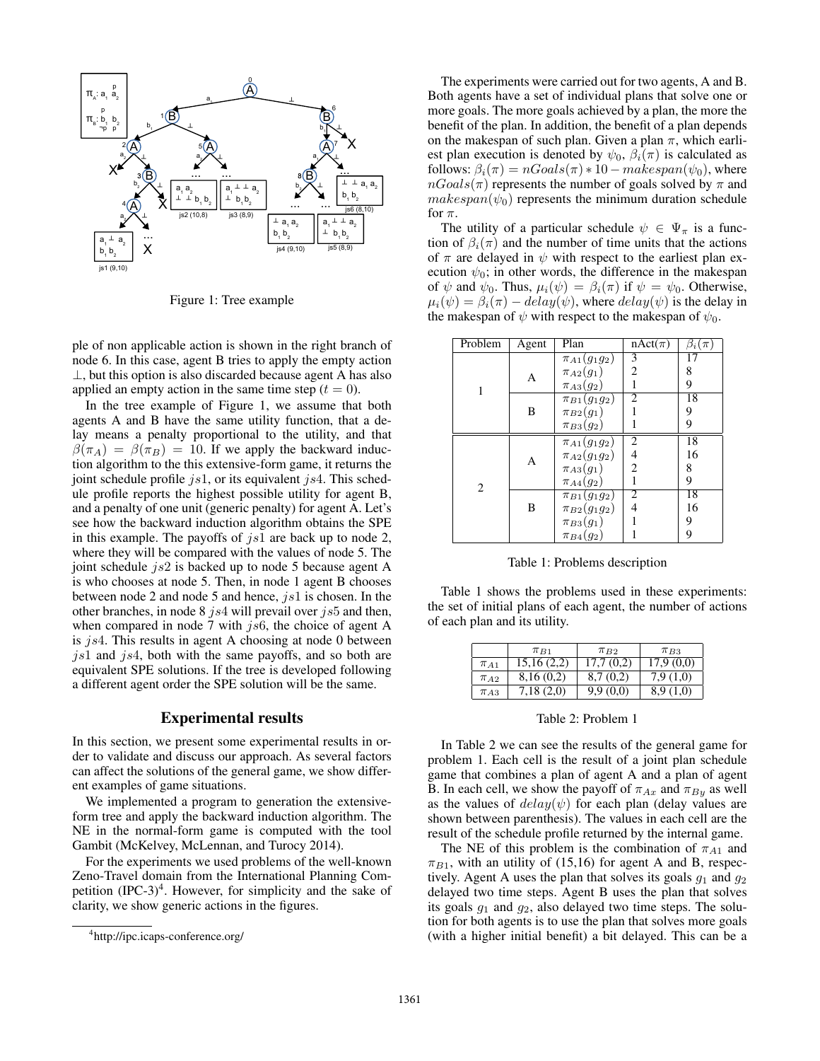Figure 1: Tree example

ple of non applicable action is shown in the right branch of node 6. In this case, agent B tries to apply the empty action $\perp$, but this option is also discarded because agent A has also applied an empty action in the same time step ($t = 0$).

In the tree example of Figure 1, we assume that both agents A and B have the same utility function, that a delay means a penalty proportional to the utility, and that $\beta(\pi_A) = \beta(\pi_B) = 10$. If we apply the backward induction algorithm to the this extensive-form game, it returns the joint schedule profile $js1$, or its equivalent $js4$. This schedule profile reports the highest possible utility for agent B, and a penalty of one unit (generic penalty) for agent A. Let's see how the backward induction algorithm obtains the SPE in this example. The payoffs of $js1$ are back up to node 2, where they will be compared with the values of node 5. The joint schedule $js2$ is backed up to node 5 because agent A is who chooses at node 5. Then, in node 1 agent B chooses between node 2 and node 5 and hence, $js1$ is chosen. In the other branches, in node 8 $js4$ will prevail over $js5$ and then, when compared in node 7 with $js6$, the choice of agent A is $js4$. This results in agent A choosing at node 0 between $js1$ and $js4$, both with the same payoffs, and so both are equivalent SPE solutions. If the tree is developed following a different agent order the SPE solution will be the same.

## Experimental results

In this section, we present some experimental results in order to validate and discuss our approach. As several factors can affect the solutions of the general game, we show different examples of game situations.

We implemented a program to generation the extensive-form tree and apply the backward induction algorithm. The NE in the normal-form game is computed with the tool Gambit (McKelvey, McLennan, and Turocy 2014).

For the experiments we used problems of the well-known Zeno-Travel domain from the International Planning Competition (IPC-3)[4]. However, for simplicity and the sake of clarity, we show generic actions in the figures.

[4] http://ipc.icaps-conference.org/

The experiments were carried out for two agents, A and B. Both agents have a set of individual plans that solve one or more goals. The more goals achieved by a plan, the more the benefit of the plan. In addition, the benefit of a plan depends on the makespan of such plan. Given a plan $\pi$, which earliest plan execution is denoted by $\psi_0$, $\beta_i(\pi)$ is calculated as follows: $\beta_i(\pi) = nGoals(\pi) * 10 - makespan(\psi_0)$, where $nGoals(\pi)$ represents the number of goals solved by $\pi$ and $makespan(\psi_0)$ represents the minimum duration schedule for $\pi$.

The utility of a particular schedule $\psi \in \Psi_\pi$ is a function of $\beta_i(\pi)$ and the number of time units that the actions of $\pi$ are delayed in $\psi$ with respect to the earliest plan execution $\psi_0$; in other words, the difference in the makespan of $\psi$ and $\psi_0$. Thus, $\mu_i(\psi) = \beta_i(\pi)$ if $\psi = \psi_0$. Otherwise, $\mu_i(\psi) = \beta_i(\pi) - delay(\psi)$, where $delay(\psi)$ is the delay in the makespan of $\psi$ with respect to the makespan of $\psi_0$.

| Problem | Agent | Plan | nAct($\pi$) | $\beta_i(\pi)$ |
|---|---|---|---|---|
| 1 | A | $\pi_{A1}(g_1 g_2)$ | 3 | 17 |
| | | $\pi_{A2}(g_1)$ | 2 | 8 |
| | | $\pi_{A3}(g_2)$ | 1 | 9 |
| | B | $\pi_{B1}(g_1 g_2)$ | 2 | 18 |
| | | $\pi_{B2}(g_1)$ | 1 | 9 |
| | | $\pi_{B3}(g_2)$ | 1 | 9 |
| 2 | A | $\pi_{A1}(g_1 g_2)$ | 2 | 18 |
| | | $\pi_{A2}(g_1 g_2)$ | 4 | 16 |
| | | $\pi_{A3}(g_1)$ | 2 | 8 |
| | | $\pi_{A4}(g_2)$ | 1 | 9 |
| | B | $\pi_{B1}(g_1 g_2)$ | 2 | 18 |
| | | $\pi_{B2}(g_1 g_2)$ | 4 | 16 |
| | | $\pi_{B3}(g_1)$ | 1 | 9 |
| | | $\pi_{B4}(g_2)$ | 1 | 9 |

Table 1: Problems description

Table 1 shows the problems used in these experiments: the set of initial plans of each agent, the number of actions of each plan and its utility.

| | $\pi_{B1}$ | $\pi_{B2}$ | $\pi_{B3}$ |
|---|---|---|---|
| $\pi_{A1}$ | 15,16 (2,2) | 17,7 (0,2) | 17,9 (0,0) |
| $\pi_{A2}$ | 8,16 (0,2) | 8,7 (0,2) | 7,9 (1,0) |
| $\pi_{A3}$ | 7,18 (2,0) | 9,9 (0,0) | 8,9 (1,0) |

Table 2: Problem 1

In Table 2 we can see the results of the general game for problem 1. Each cell is the result of a joint plan schedule game that combines a plan of agent A and a plan of agent B. In each cell, we show the payoff of $\pi_{Ax}$ and $\pi_{By}$ as well as the values of $delay(\psi)$ for each plan (delay values are shown between parenthesis). The values in each cell are the result of the schedule profile returned by the internal game.

The NE of this problem is the combination of $\pi_{A1}$ and $\pi_{B1}$, with an utility of (15,16) for agent A and B, respectively. Agent A uses the plan that solves its goals $g_1$ and $g_2$ delayed two time steps. Agent B uses the plan that solves its goals $g_1$ and $g_2$, also delayed two time steps. The solution for both agents is to use the plan that solves more goals (with a higher initial benefit) a bit delayed. This can be a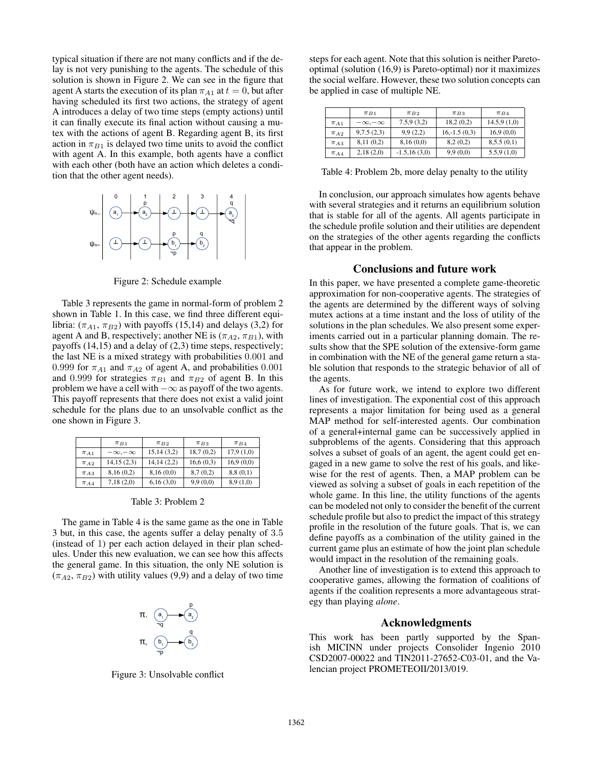typical situation if there are not many conflicts and if the delay is not very punishing to the agents. The schedule of this solution is shown in Figure 2. We can see in the figure that agent A starts the execution of its plan $\pi_{A1}$ at $t = 0$, but after having scheduled its first two actions, the strategy of agent A introduces a delay of two time steps (empty actions) until it can finally execute its final action without causing a mutex with the actions of agent B. Regarding agent B, its first action in $\pi_{B1}$ is delayed two time units to avoid the conflict with agent A. In this example, both agents have a conflict with each other (both have an action which deletes a condition that the other agent needs).

Figure 2: Schedule example

Table 3 represents the game in normal-form of problem 2 shown in Table 1. In this case, we find three different equilibria: ($\pi_{A1}$, $\pi_{B2}$) with payoffs (15,14) and delays (3,2) for agent A and B, respectively; another NE is ($\pi_{A2}$, $\pi_{B1}$), with payoffs (14,15) and a delay of (2,3) time steps, respectively; the last NE is a mixed strategy with probabilities $0.001$ and $0.999$ for $\pi_{A1}$ and $\pi_{A2}$ of agent A, and probabilities $0.001$ and $0.999$ for strategies $\pi_{B1}$ and $\pi_{B2}$ of agent B. In this problem we have a cell with $-\infty$ as payoff of the two agents. This payoff represents that there does not exist a valid joint schedule for the plans due to an unsolvable conflict as the one shown in Figure 3.

| | $\pi_{B1}$ | $\pi_{B2}$ | $\pi_{B3}$ | $\pi_{B4}$ |
|---|---|---|---|---|
| $\pi_{A1}$ | $-\infty,-\infty$ | 15,14 (3,2) | 18,7 (0,2) | 17,9 (1,0) |
| $\pi_{A2}$ | 14,15 (2,3) | 14,14 (2,2) | 16,6 (0,3) | 16,9 (0,0) |
| $\pi_{A3}$ | 8,16 (0,2) | 8,16 (0,0) | 8,7 (0,2) | 8,8 (0,1) |
| $\pi_{A4}$ | 7,18 (2,0) | 6,16 (3,0) | 9,9 (0,0) | 8,9 (1,0) |

Table 3: Problem 2

The game in Table 4 is the same game as the one in Table 3 but, in this case, the agents suffer a delay penalty of $3.5$ (instead of $1$) per each action delayed in their plan schedules. Under this new evaluation, we can see how this affects the general game. In this situation, the only NE solution is ($\pi_{A2}$, $\pi_{B2}$) with utility values (9,9) and a delay of two time steps for each agent. Note that this solution is neither Pareto-optimal (solution (16,9) is Pareto-optimal) nor it maximizes the social welfare. However, these two solution concepts can be applied in case of multiple NE.

Figure 3: Unsolvable conflict

| | $\pi_{B1}$ | $\pi_{B2}$ | $\pi_{B3}$ | $\pi_{B4}$ |
|---|---|---|---|---|
| $\pi_{A1}$ | $-\infty,-\infty$ | 7.5,9 (3,2) | 18,2 (0,2) | 14.5,9 (1,0) |
| $\pi_{A2}$ | 9,7.5 (2,3) | 9,9 (2,2) | 16,-1.5 (0,3) | 16,9 (0,0) |
| $\pi_{A3}$ | 8,11 (0,2) | 8,16 (0,0) | 8,2 (0,2) | 8,5.5 (0,1) |
| $\pi_{A4}$ | 2,18 (2,0) | -1.5,16 (3,0) | 9,9 (0,0) | 5.5,9 (1,0) |

Table 4: Problem 2b, more delay penalty to the utility

In conclusion, our approach simulates how agents behave with several strategies and it returns an equilibrium solution that is stable for all of the agents. All agents participate in the schedule profile solution and their utilities are dependent on the strategies of the other agents regarding the conflicts that appear in the problem.

## Conclusions and future work

In this paper, we have presented a complete game-theoretic approximation for non-cooperative agents. The strategies of the agents are determined by the different ways of solving mutex actions at a time instant and the loss of utility of the solutions in the plan schedules. We also present some experiments carried out in a particular planning domain. The results show that the SPE solution of the extensive-form game in combination with the NE of the general game return a stable solution that responds to the strategic behavior of all of the agents.

As for future work, we intend to explore two different lines of investigation. The exponential cost of this approach represents a major limitation for being used as a general MAP method for self-interested agents. Our combination of a general+internal game can be successively applied in subproblems of the agents. Considering that this approach solves a subset of goals of an agent, the agent could get engaged in a new game to solve the rest of his goals, and likewise for the rest of agents. Then, a MAP problem can be viewed as solving a subset of goals in each repetition of the whole game. In this line, the utility functions of the agents can be modeled not only to consider the benefit of the current schedule profile but also to predict the impact of this strategy profile in the resolution of the future goals. That is, we can define payoffs as a combination of the utility gained in the current game plus an estimate of how the joint plan schedule would impact in the resolution of the remaining goals.

Another line of investigation is to extend this approach to cooperative games, allowing the formation of coalitions of agents if the coalition represents a more advantageous strategy than playing *alone*.

## Acknowledgments

This work has been partly supported by the Spanish MICINN under projects Consolider Ingenio 2010 CSD2007-00022 and TIN2011-27652-C03-01, and the Valencian project PROMETEOII/2013/019.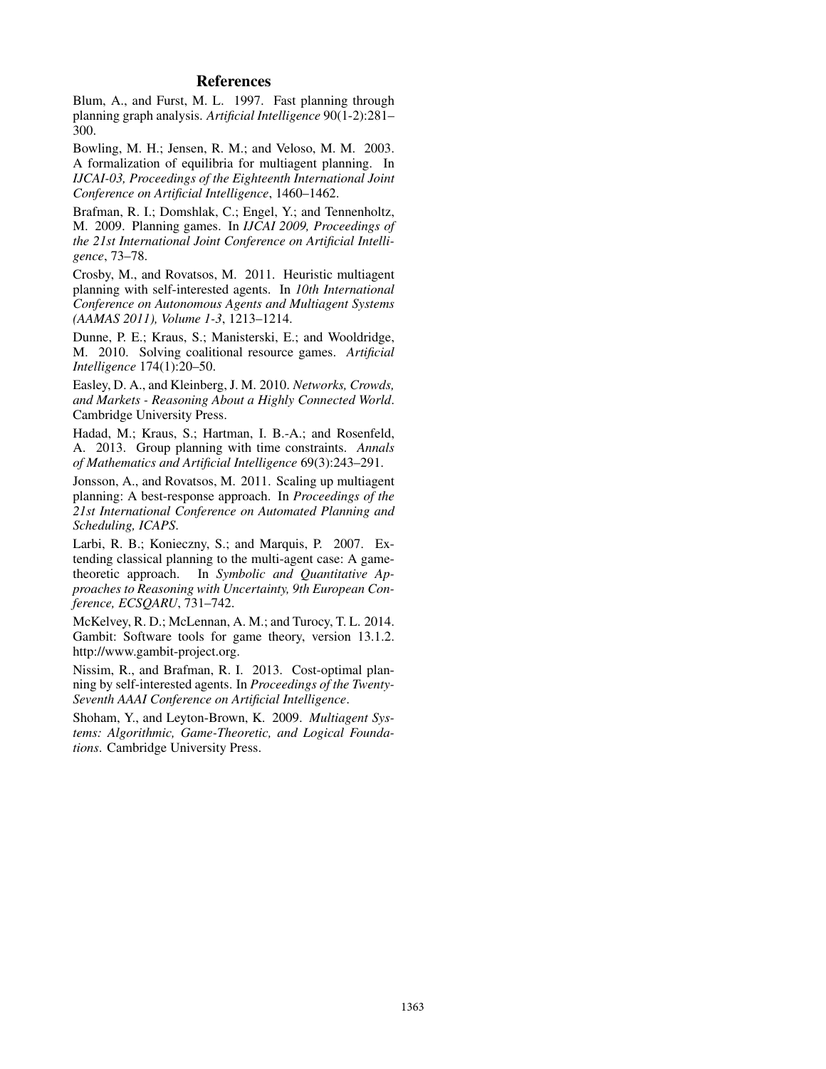## References

Blum, A., and Furst, M. L. 1997. Fast planning through planning graph analysis. *Artificial Intelligence* 90(1-2):281–300.

Bowling, M. H.; Jensen, R. M.; and Veloso, M. M. 2003. A formalization of equilibria for multiagent planning. In *IJCAI-03, Proceedings of the Eighteenth International Joint Conference on Artificial Intelligence*, 1460–1462.

Brafman, R. I.; Domshlak, C.; Engel, Y.; and Tennenholtz, M. 2009. Planning games. In *IJCAI 2009, Proceedings of the 21st International Joint Conference on Artificial Intelligence*, 73–78.

Crosby, M., and Rovatsos, M. 2011. Heuristic multiagent planning with self-interested agents. In *10th International Conference on Autonomous Agents and Multiagent Systems (AAMAS 2011), Volume 1-3*, 1213–1214.

Dunne, P. E.; Kraus, S.; Manisterski, E.; and Wooldridge, M. 2010. Solving coalitional resource games. *Artificial Intelligence* 174(1):20–50.

Easley, D. A., and Kleinberg, J. M. 2010. *Networks, Crowds, and Markets - Reasoning About a Highly Connected World*. Cambridge University Press.

Hadad, M.; Kraus, S.; Hartman, I. B.-A.; and Rosenfeld, A. 2013. Group planning with time constraints. *Annals of Mathematics and Artificial Intelligence* 69(3):243–291.

Jonsson, A., and Rovatsos, M. 2011. Scaling up multiagent planning: A best-response approach. In *Proceedings of the 21st International Conference on Automated Planning and Scheduling, ICAPS*.

Larbi, R. B.; Konieczny, S.; and Marquis, P. 2007. Extending classical planning to the multi-agent case: A game-theoretic approach. In *Symbolic and Quantitative Approaches to Reasoning with Uncertainty, 9th European Conference, ECSQARU*, 731–742.

McKelvey, R. D.; McLennan, A. M.; and Turocy, T. L. 2014. Gambit: Software tools for game theory, version 13.1.2. http://www.gambit-project.org.

Nissim, R., and Brafman, R. I. 2013. Cost-optimal planning by self-interested agents. In *Proceedings of the Twenty-Seventh AAAI Conference on Artificial Intelligence*.

Shoham, Y., and Leyton-Brown, K. 2009. *Multiagent Systems: Algorithmic, Game-Theoretic, and Logical Foundations*. Cambridge University Press.